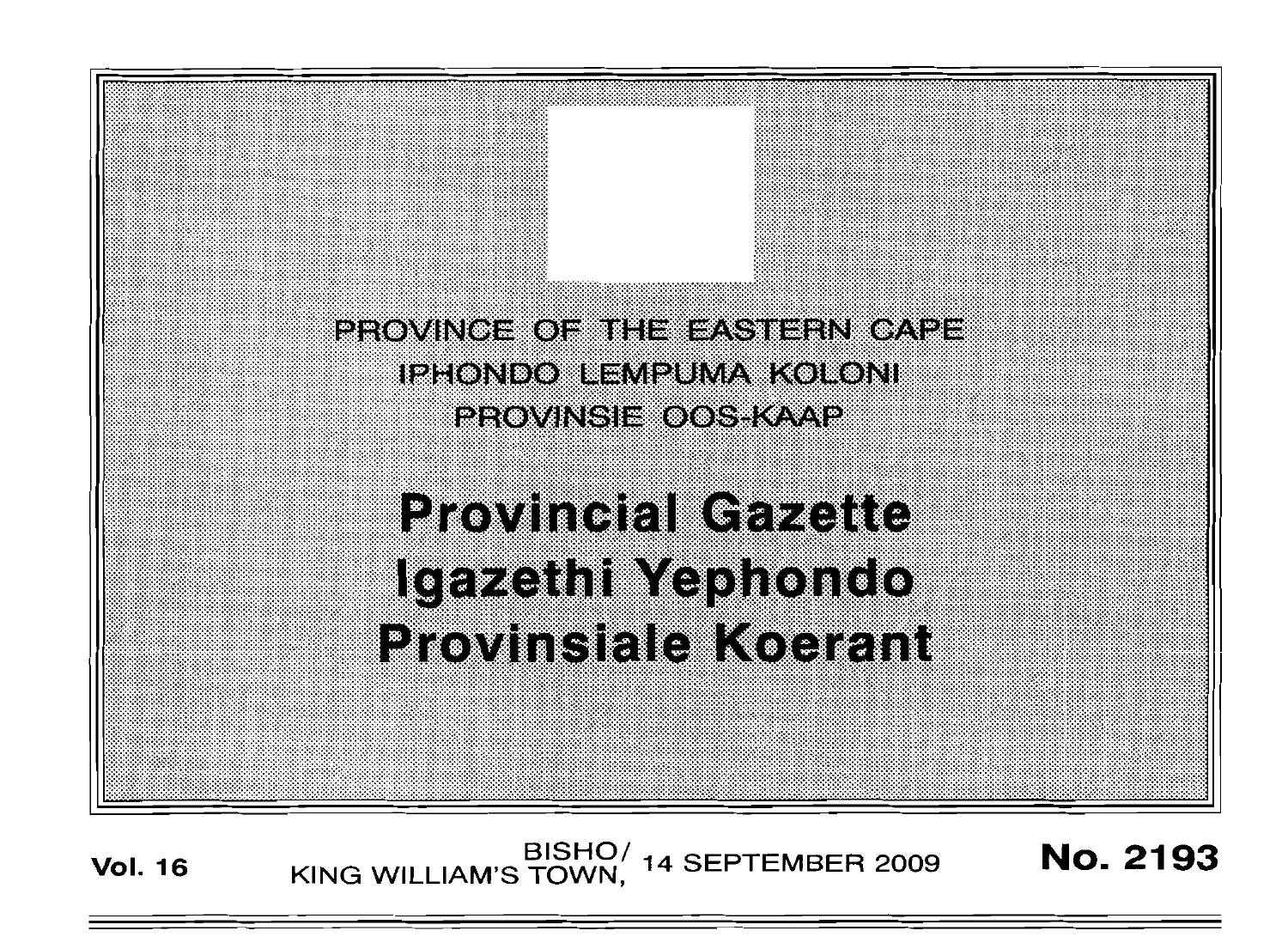PROVINCE OF THE EASTERN CAPE

IPHONDO LEMPUMA KOLONI

PROVINSIE OOS-KAAP

# Provincial Gazette
# Igazethi Yephondo
# Provinsiale Koerant

**Vol. 16** BISHO/ KING WILLIAM'S TOWN, 14 SEPTEMBER 2009 **No. 2193**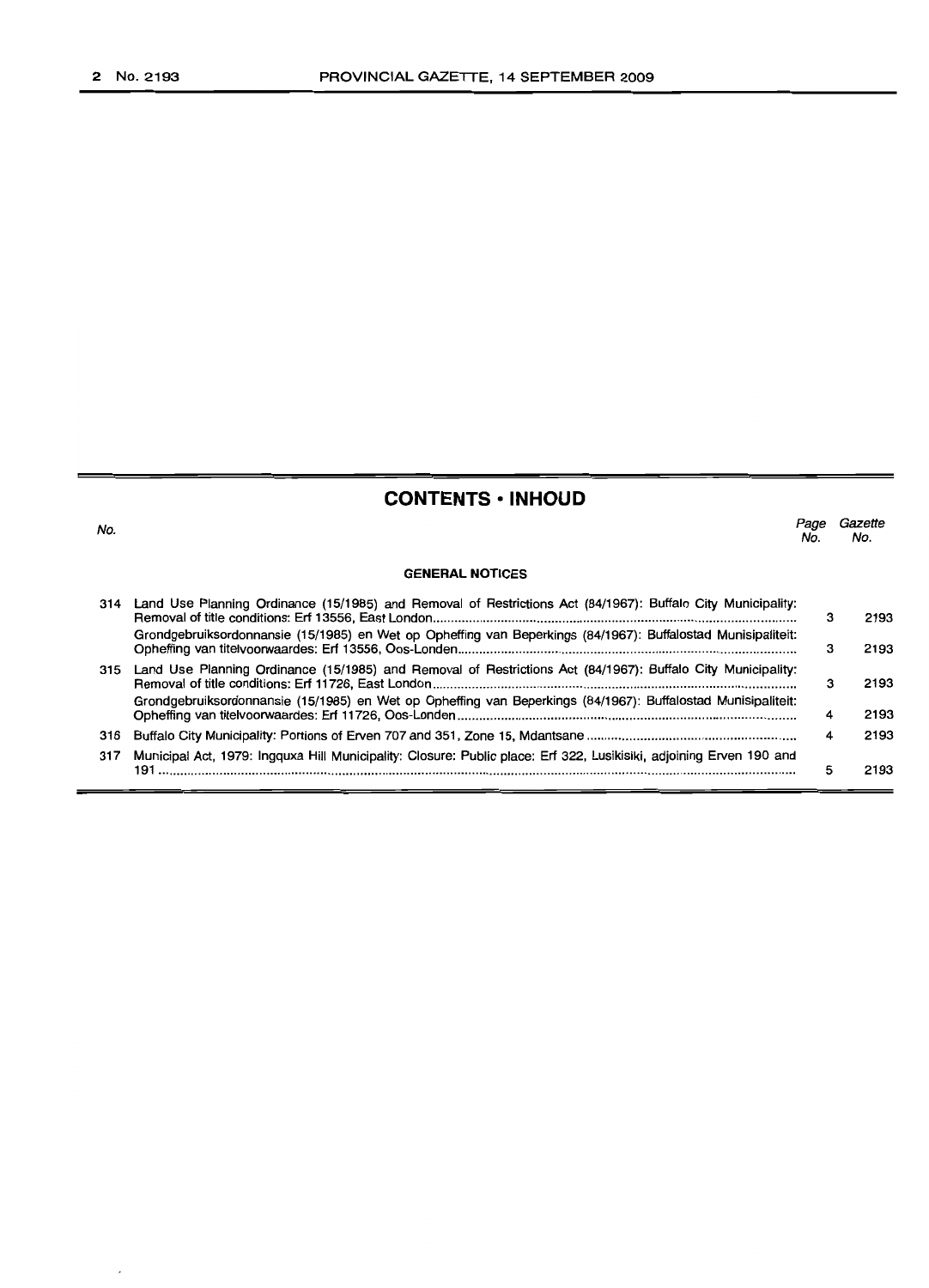## CONTENTS • INHOUD

| No. | | Page No. | Gazette No. |
|---|---|---|---|
| | **GENERAL NOTICES** | | |
| 314 | Land Use Planning Ordinance (15/1985) and Removal of Restrictions Act (84/1967): Buffalo City Municipality: Removal of title conditions: Erf 13556, East London | 3 | 2193 |
| | Grondgebruiksordonnansie (15/1985) en Wet op Opheffing van Beperkings (84/1967): Buffalostad Munisipaliteit: Opheffing van titelvoorwaardes: Erf 13556, Oos-Londen | 3 | 2193 |
| 315 | Land Use Planning Ordinance (15/1985) and Removal of Restrictions Act (84/1967): Buffalo City Municipality: Removal of title conditions: Erf 11726, East London | 3 | 2193 |
| | Grondgebruiksordonnansie (15/1985) en Wet op Opheffing van Beperkings (84/1967): Buffalostad Munisipaliteit: Opheffing van titelvoorwaardes: Erf 11726, Oos-Londen | 4 | 2193 |
| 316 | Buffalo City Municipality: Portions of Erven 707 and 351, Zone 15, Mdantsane | 4 | 2193 |
| 317 | Municipal Act, 1979: Ingquxa Hill Municipality: Closure: Public place: Erf 322, Lusikisiki, adjoining Erven 190 and 191 | 5 | 2193 |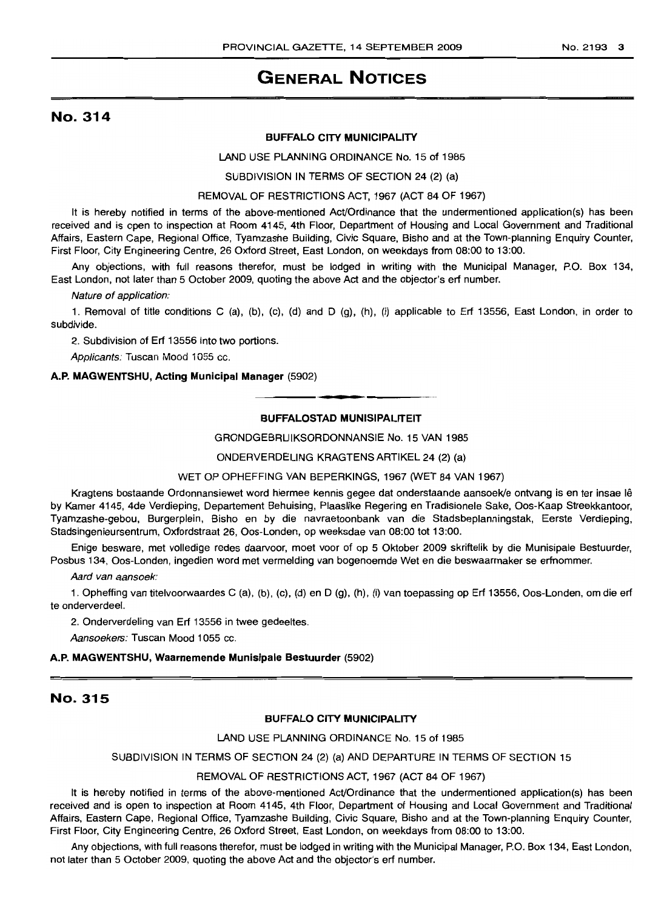# GENERAL NOTICES

## No. 314

**BUFFALO CITY MUNICIPALITY**

LAND USE PLANNING ORDINANCE No. 15 of 1985

SUBDIVISION IN TERMS OF SECTION 24 (2) (a)

REMOVAL OF RESTRICTIONS ACT, 1967 (ACT 84 OF 1967)

It is hereby notified in terms of the above-mentioned Act/Ordinance that the undermentioned application(s) has been received and is open to inspection at Room 4145, 4th Floor, Department of Housing and Local Government and Traditional Affairs, Eastern Cape, Regional Office, Tyamzashe Building, Civic Square, Bisho and at the Town-planning Enquiry Counter, First Floor, City Engineering Centre, 26 Oxford Street, East London, on weekdays from 08:00 to 13:00.

Any objections, with full reasons therefor, must be lodged in writing with the Municipal Manager, P.O. Box 134, East London, not later than 5 October 2009, quoting the above Act and the objector's erf number.

*Nature of application:*

1. Removal of title conditions C (a), (b), (c), (d) and D (g), (h), (i) applicable to Erf 13556, East London, in order to subdivide.

2. Subdivision of Erf 13556 into two portions.

*Applicants:* Tuscan Mood 1055 cc.

**A.P. MAGWENTSHU, Acting Municipal Manager** (5902)

---

**BUFFALOSTAD MUNISIPALITEIT**

GRONDGEBRUIKSORDONNANSIE No. 15 VAN 1985

ONDERVERDELING KRAGTENS ARTIKEL 24 (2) (a)

WET OP OPHEFFING VAN BEPERKINGS, 1967 (WET 84 VAN 1967)

Kragtens bostaande Ordonnansiewet word hiermee kennis gegee dat onderstaande aansoek/e ontvang is en ter insae lê by Kamer 4145, 4de Verdieping, Departement Behuising, Plaaslike Regering en Tradisionele Sake, Oos-Kaap Streekkantoor, Tyamzashe-gebou, Burgerplein, Bisho en by die navraetoonbank van die Stadsbeplanningstak, Eerste Verdieping, Stadsingenieursentrum, Oxfordstraat 26, Oos-Londen, op weeksdae van 08:00 tot 13:00.

Enige besware, met volledige redes daarvoor, moet voor of op 5 Oktober 2009 skriftelik by die Munisipale Bestuurder, Posbus 134, Oos-Londen, ingedien word met vermelding van bogenoemde Wet en die beswaarmaker se erfnommer.

*Aard van aansoek:*

1. Opheffing van titelvoorwaardes C (a), (b), (c), (d) en D (g), (h), (i) van toepassing op Erf 13556, Oos-Londen, om die erf te onderverdeel.

2. Onderverdeling van Erf 13556 in twee gedeeltes.

*Aansoekers:* Tuscan Mood 1055 cc.

**A.P. MAGWENTSHU, Waarnemende Munisipale Bestuurder** (5902)

---

## No. 315

**BUFFALO CITY MUNICIPALITY**

LAND USE PLANNING ORDINANCE No. 15 of 1985

SUBDIVISION IN TERMS OF SECTION 24 (2) (a) AND DEPARTURE IN TERMS OF SECTION 15

REMOVAL OF RESTRICTIONS ACT, 1967 (ACT 84 OF 1967)

It is hereby notified in terms of the above-mentioned Act/Ordinance that the undermentioned application(s) has been received and is open to inspection at Room 4145, 4th Floor, Department of Housing and Local Government and Traditional Affairs, Eastern Cape, Regional Office, Tyamzashe Building, Civic Square, Bisho and at the Town-planning Enquiry Counter, First Floor, City Engineering Centre, 26 Oxford Street, East London, on weekdays from 08:00 to 13:00.

Any objections, with full reasons therefor, must be lodged in writing with the Municipal Manager, P.O. Box 134, East London, not later than 5 October 2009, quoting the above Act and the objector's erf number.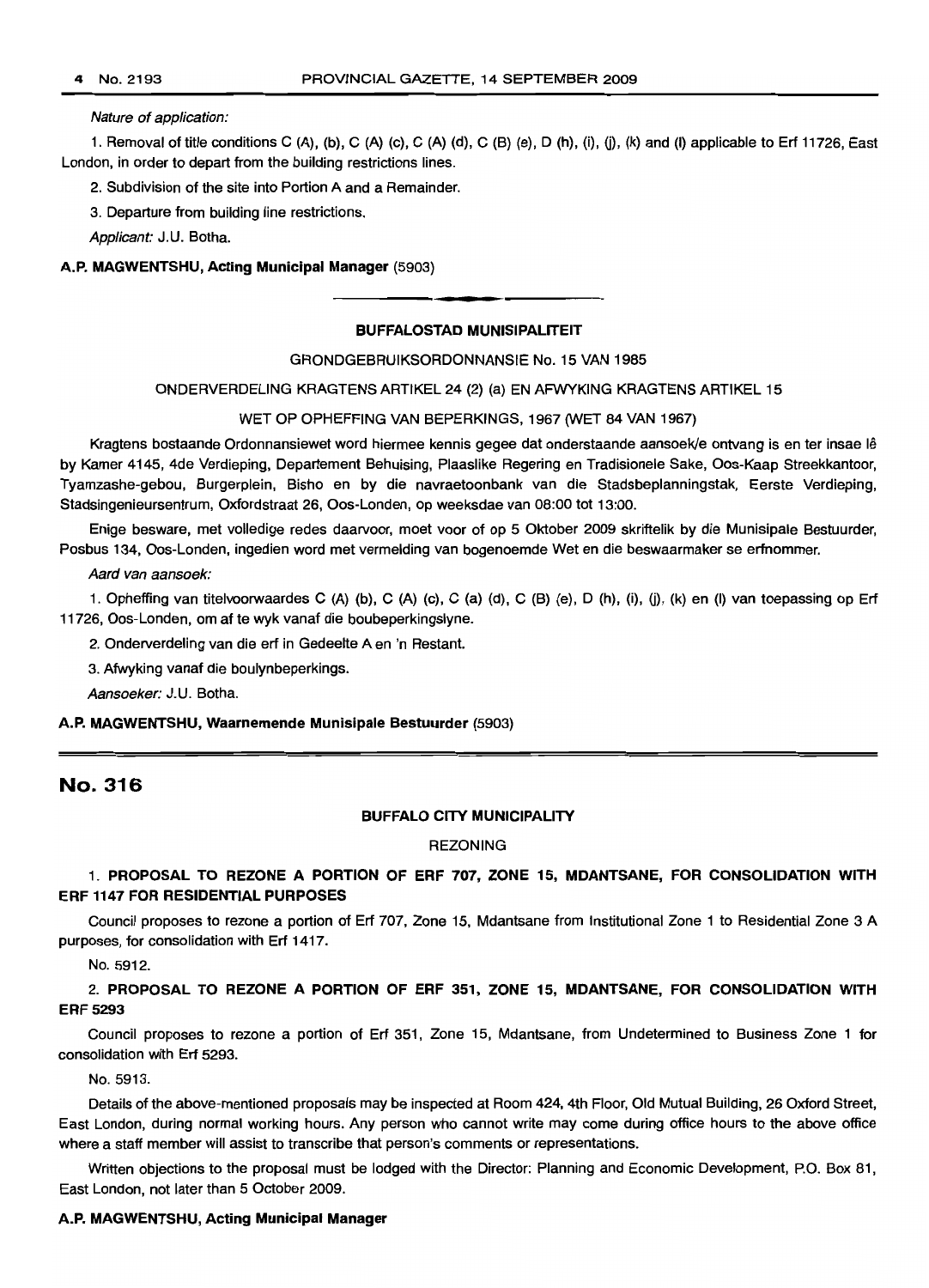*Nature of application:*

1. Removal of title conditions C (A), (b), C (A) (c), C (A) (d), C (B) (e), D (h), (i), (j), (k) and (l) applicable to Erf 11726, East London, in order to depart from the building restrictions lines.

2. Subdivision of the site into Portion A and a Remainder.

3. Departure from building line restrictions.

*Applicant:* J.U. Botha.

**A.P. MAGWENTSHU, Acting Municipal Manager** (5903)

---

**BUFFALOSTAD MUNISIPALITEIT**

GRONDGEBRUIKSORDONNANSIE No. 15 VAN 1985

ONDERVERDELING KRAGTENS ARTIKEL 24 (2) (a) EN AFWYKING KRAGTENS ARTIKEL 15

WET OP OPHEFFING VAN BEPERKINGS, 1967 (WET 84 VAN 1967)

Kragtens bostaande Ordonnansiewet word hiermee kennis gegee dat onderstaande aansoek/e ontvang is en ter insae lê by Kamer 4145, 4de Verdieping, Departement Behuising, Plaaslike Regering en Tradisionele Sake, Oos-Kaap Streekkantoor, Tyamzashe-gebou, Burgerplein, Bisho en by die navraetoonbank van die Stadsbeplanningstak, Eerste Verdieping, Stadsingenieursentrum, Oxfordstraat 26, Oos-Londen, op weeksdae van 08:00 tot 13:00.

Enige besware, met volledige redes daarvoor, moet voor of op 5 Oktober 2009 skriftelik by die Munisipale Bestuurder, Posbus 134, Oos-Londen, ingedien word met vermelding van bogenoemde Wet en die beswaarmaker se erfnommer.

*Aard van aansoek:*

1. Opheffing van titelvoorwaardes C (A) (b), C (A) (c), C (a) (d), C (B) (e), D (h), (i), (j), (k) en (l) van toepassing op Erf 11726, Oos-Londen, om af te wyk vanaf die boubeperkingslyne.

2. Onderverdeling van die erf in Gedeelte A en 'n Restant.

3. Afwyking vanaf die boulynbeperkings.

*Aansoeker:* J.U. Botha.

**A.P. MAGWENTSHU, Waarnemende Munisipale Bestuurder** (5903)

---

## No. 316

**BUFFALO CITY MUNICIPALITY**

REZONING

1. **PROPOSAL TO REZONE A PORTION OF ERF 707, ZONE 15, MDANTSANE, FOR CONSOLIDATION WITH ERF 1147 FOR RESIDENTIAL PURPOSES**

Council proposes to rezone a portion of Erf 707, Zone 15, Mdantsane from Institutional Zone 1 to Residential Zone 3 A purposes, for consolidation with Erf 1417.

No. 5912.

2. **PROPOSAL TO REZONE A PORTION OF ERF 351, ZONE 15, MDANTSANE, FOR CONSOLIDATION WITH ERF 5293**

Council proposes to rezone a portion of Erf 351, Zone 15, Mdantsane, from Undetermined to Business Zone 1 for consolidation with Erf 5293.

No. 5913.

Details of the above-mentioned proposals may be inspected at Room 424, 4th Floor, Old Mutual Building, 26 Oxford Street, East London, during normal working hours. Any person who cannot write may come during office hours to the above office where a staff member will assist to transcribe that person's comments or representations.

Written objections to the proposal must be lodged with the Director: Planning and Economic Development, P.O. Box 81, East London, not later than 5 October 2009.

**A.P. MAGWENTSHU, Acting Municipal Manager**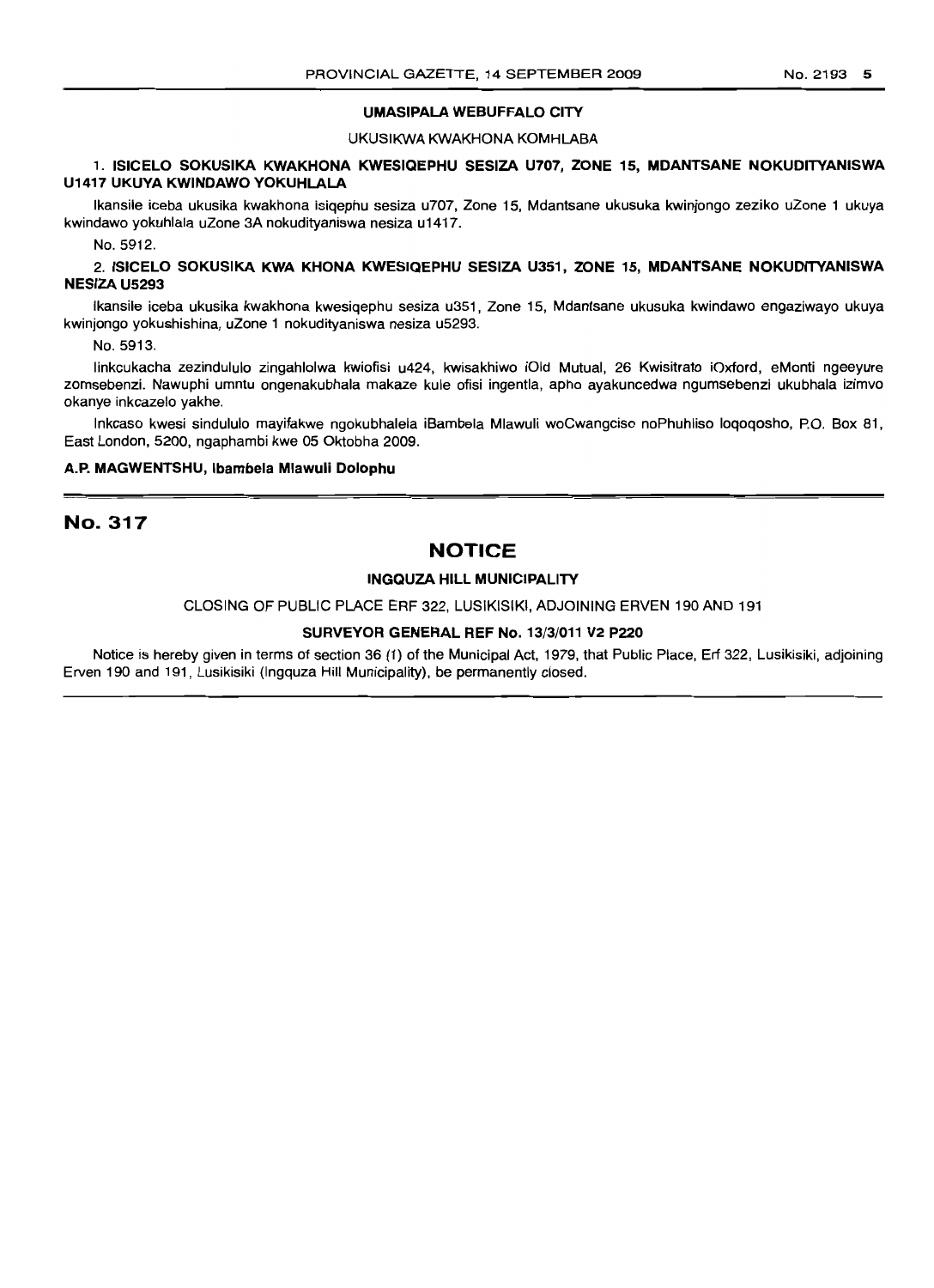### UMASIPALA WEBUFFALO CITY

UKUSIKWA KWAKHONA KOMHLABA

**1. ISICELO SOKUSIKA KWAKHONA KWESIQEPHU SESIZA U707, ZONE 15, MDANTSANE NOKUDITYANISWA U1417 UKUYA KWINDAWO YOKUHLALA**

Ikansile iceba ukusika kwakhona isiqephu sesiza u707, Zone 15, Mdantsane ukusuka kwinjongo zeziko uZone 1 ukuya kwindawo yokuhlala uZone 3A nokudityaniswa nesiza u1417.

No. 5912.

**2. ISICELO SOKUSIKA KWA KHONA KWESIQEPHU SESIZA U351, ZONE 15, MDANTSANE NOKUDITYANISWA NESIZA U5293**

Ikansile iceba ukusika kwakhona kwesiqephu sesiza u351, Zone 15, Mdantsane ukusuka kwindawo engaziwayo ukuya kwinjongo yokushishina, uZone 1 nokudityaniswa nesiza u5293.

No. 5913.

Iinkcukacha zezindululo zingahlolwa kwiofisi u424, kwisakhiwo iOld Mutual, 26 Kwisitrato iOxford, eMonti ngeeyure zomsebenzi. Nawuphi umntu ongenakubhala makaze kule ofisi ingentla, apho ayakuncedwa ngumsebenzi ukubhala izimvo okanye inkcazelo yakhe.

Inkcaso kwesi sindululo mayifakwe ngokubhalela iBambela Mlawuli woCwangciso noPhuhliso loqoqosho, P.O. Box 81, East London, 5200, ngaphambi kwe 05 Oktobha 2009.

**A.P. MAGWENTSHU, Ibambela Mlawuli Dolophu**

---

## No. 317

## NOTICE

### INGQUZA HILL MUNICIPALITY

CLOSING OF PUBLIC PLACE ERF 322, LUSIKISIKI, ADJOINING ERVEN 190 AND 191

**SURVEYOR GENERAL REF No. 13/3/011 V2 P220**

Notice is hereby given in terms of section 36 (1) of the Municipal Act, 1979, that Public Place, Erf 322, Lusikisiki, adjoining Erven 190 and 191, Lusikisiki (Ingquza Hill Municipality), be permanently closed.